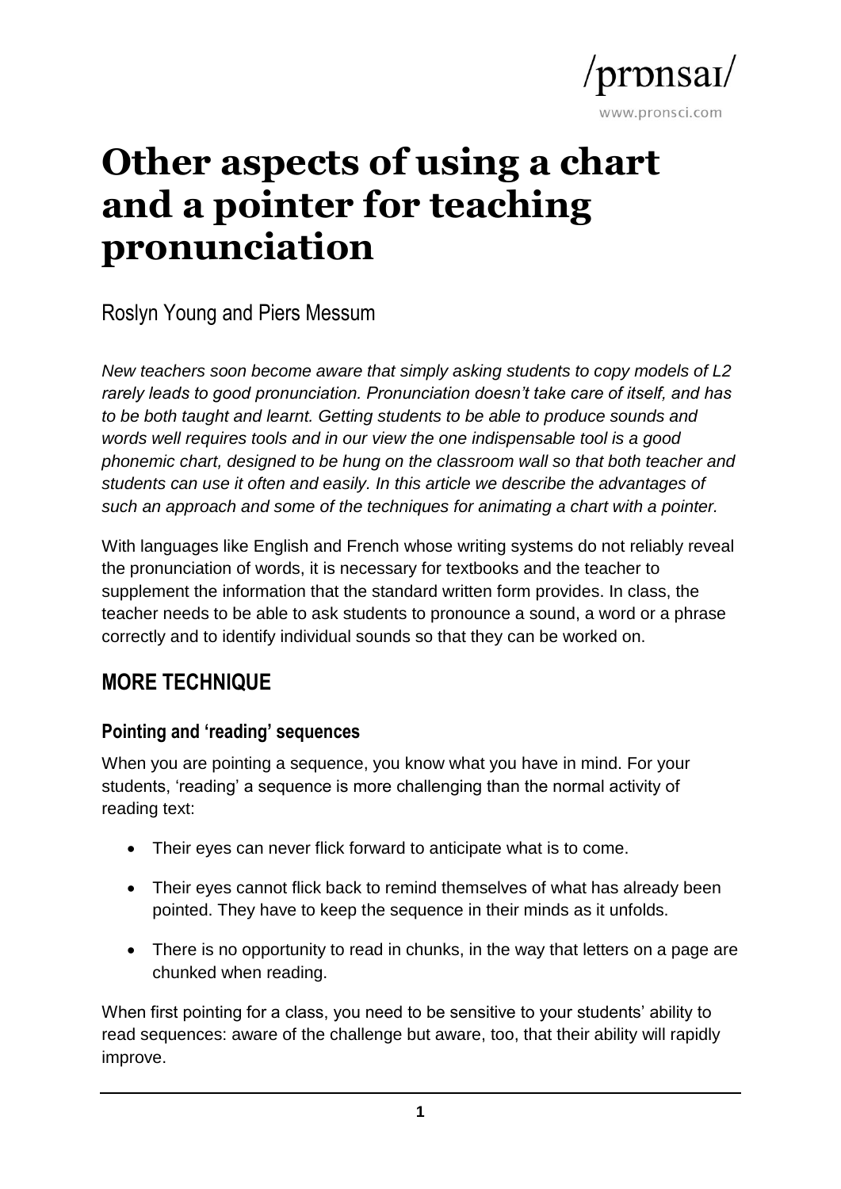/prɒnsaɪ/

www.pronsci.com

# Other aspects of using a chart and a pointer for teaching pronunciation

Roslyn Young and Piers Messum

*New teachers soon become aware that simply asking students to copy models of L2 rarely leads to good pronunciation. Pronunciation doesn't take care of itself, and has to be both taught and learnt. Getting students to be able to produce sounds and words well requires tools and in our view the one indispensable tool is a good phonemic chart, designed to be hung on the classroom wall so that both teacher and students can use it often and easily. In this article we describe the advantages of such an approach and some of the techniques for animating a chart with a pointer.*

With languages like English and French whose writing systems do not reliably reveal the pronunciation of words, it is necessary for textbooks and the teacher to supplement the information that the standard written form provides. In class, the teacher needs to be able to ask students to pronounce a sound, a word or a phrase correctly and to identify individual sounds so that they can be worked on.

## MORE TECHNIQUE

### Pointing and 'reading' sequences

When you are pointing a sequence, you know what you have in mind. For your students, 'reading' a sequence is more challenging than the normal activity of reading text:

- Their eyes can never flick forward to anticipate what is to come.
- Their eyes cannot flick back to remind themselves of what has already been pointed. They have to keep the sequence in their minds as it unfolds.
- There is no opportunity to read in chunks, in the way that letters on a page are chunked when reading.

When first pointing for a class, you need to be sensitive to your students' ability to read sequences: aware of the challenge but aware, too, that their ability will rapidly improve.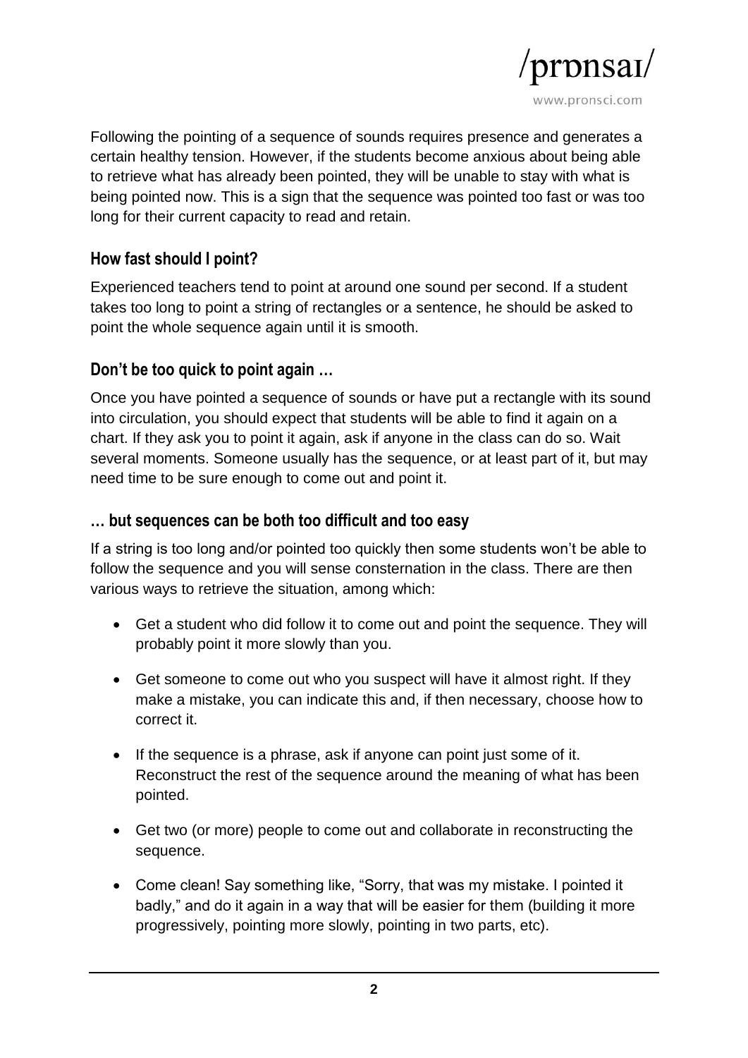Following the pointing of a sequence of sounds requires presence and generates a certain healthy tension. However, if the students become anxious about being able to retrieve what has already been pointed, they will be unable to stay with what is being pointed now. This is a sign that the sequence was pointed too fast or was too long for their current capacity to read and retain.

### How fast should I point?

Experienced teachers tend to point at around one sound per second. If a student takes too long to point a string of rectangles or a sentence, he should be asked to point the whole sequence again until it is smooth.

### Don't be too quick to point again …

Once you have pointed a sequence of sounds or have put a rectangle with its sound into circulation, you should expect that students will be able to find it again on a chart. If they ask you to point it again, ask if anyone in the class can do so. Wait several moments. Someone usually has the sequence, or at least part of it, but may need time to be sure enough to come out and point it.

### … but sequences can be both too difficult and too easy

If a string is too long and/or pointed too quickly then some students won't be able to follow the sequence and you will sense consternation in the class. There are then various ways to retrieve the situation, among which:

- Get a student who did follow it to come out and point the sequence. They will probably point it more slowly than you.
- Get someone to come out who you suspect will have it almost right. If they make a mistake, you can indicate this and, if then necessary, choose how to correct it.
- If the sequence is a phrase, ask if anyone can point just some of it. Reconstruct the rest of the sequence around the meaning of what has been pointed.
- Get two (or more) people to come out and collaborate in reconstructing the sequence.
- Come clean! Say something like, "Sorry, that was my mistake. I pointed it badly," and do it again in a way that will be easier for them (building it more progressively, pointing more slowly, pointing in two parts, etc).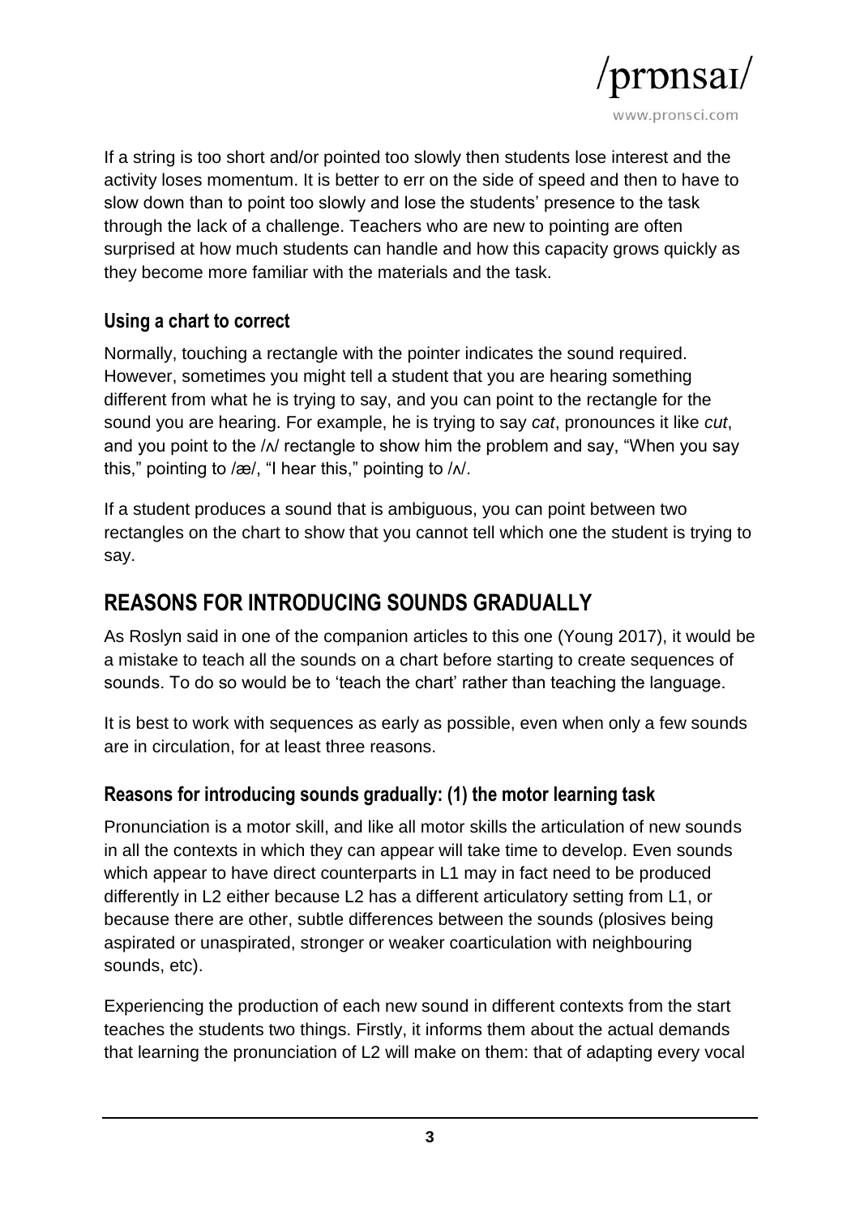If a string is too short and/or pointed too slowly then students lose interest and the activity loses momentum. It is better to err on the side of speed and then to have to slow down than to point too slowly and lose the students' presence to the task through the lack of a challenge. Teachers who are new to pointing are often surprised at how much students can handle and how this capacity grows quickly as they become more familiar with the materials and the task.

### Using a chart to correct

Normally, touching a rectangle with the pointer indicates the sound required. However, sometimes you might tell a student that you are hearing something different from what he is trying to say, and you can point to the rectangle for the sound you are hearing. For example, he is trying to say *cat*, pronounces it like *cut*, and you point to the /ʌ/ rectangle to show him the problem and say, "When you say this," pointing to /æ/, "I hear this," pointing to /ʌ/.

If a student produces a sound that is ambiguous, you can point between two rectangles on the chart to show that you cannot tell which one the student is trying to say.

## REASONS FOR INTRODUCING SOUNDS GRADUALLY

As Roslyn said in one of the companion articles to this one (Young 2017), it would be a mistake to teach all the sounds on a chart before starting to create sequences of sounds. To do so would be to 'teach the chart' rather than teaching the language.

It is best to work with sequences as early as possible, even when only a few sounds are in circulation, for at least three reasons.

### Reasons for introducing sounds gradually: (1) the motor learning task

Pronunciation is a motor skill, and like all motor skills the articulation of new sounds in all the contexts in which they can appear will take time to develop. Even sounds which appear to have direct counterparts in L1 may in fact need to be produced differently in L2 either because L2 has a different articulatory setting from L1, or because there are other, subtle differences between the sounds (plosives being aspirated or unaspirated, stronger or weaker coarticulation with neighbouring sounds, etc).

Experiencing the production of each new sound in different contexts from the start teaches the students two things. Firstly, it informs them about the actual demands that learning the pronunciation of L2 will make on them: that of adapting every vocal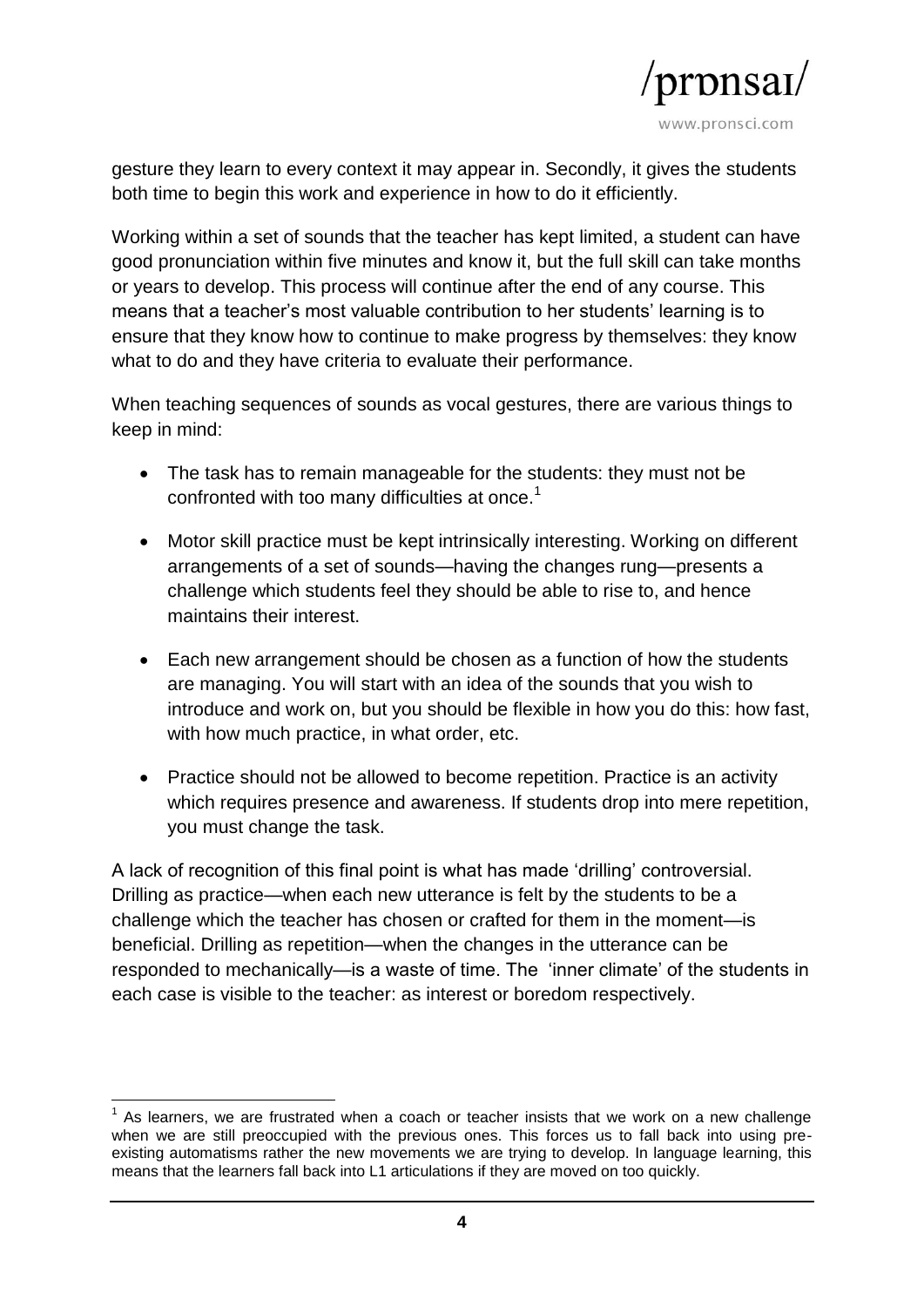gesture they learn to every context it may appear in. Secondly, it gives the students both time to begin this work and experience in how to do it efficiently.

Working within a set of sounds that the teacher has kept limited, a student can have good pronunciation within five minutes and know it, but the full skill can take months or years to develop. This process will continue after the end of any course. This means that a teacher's most valuable contribution to her students' learning is to ensure that they know how to continue to make progress by themselves: they know what to do and they have criteria to evaluate their performance.

When teaching sequences of sounds as vocal gestures, there are various things to keep in mind:

- The task has to remain manageable for the students: they must not be confronted with too many difficulties at once.[1]
- Motor skill practice must be kept intrinsically interesting. Working on different arrangements of a set of sounds—having the changes rung—presents a challenge which students feel they should be able to rise to, and hence maintains their interest.
- Each new arrangement should be chosen as a function of how the students are managing. You will start with an idea of the sounds that you wish to introduce and work on, but you should be flexible in how you do this: how fast, with how much practice, in what order, etc.
- Practice should not be allowed to become repetition. Practice is an activity which requires presence and awareness. If students drop into mere repetition, you must change the task.

A lack of recognition of this final point is what has made 'drilling' controversial. Drilling as practice—when each new utterance is felt by the students to be a challenge which the teacher has chosen or crafted for them in the moment—is beneficial. Drilling as repetition—when the changes in the utterance can be responded to mechanically—is a waste of time. The 'inner climate' of the students in each case is visible to the teacher: as interest or boredom respectively.

---

[1] As learners, we are frustrated when a coach or teacher insists that we work on a new challenge when we are still preoccupied with the previous ones. This forces us to fall back into using pre-existing automatisms rather the new movements we are trying to develop. In language learning, this means that the learners fall back into L1 articulations if they are moved on too quickly.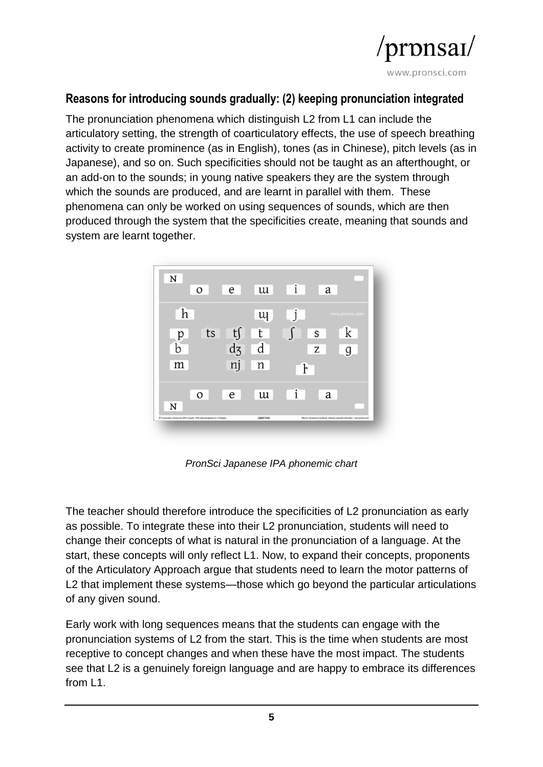## Reasons for introducing sounds gradually: (2) keeping pronunciation integrated

The pronunciation phenomena which distinguish L2 from L1 can include the articulatory setting, the strength of coarticulatory effects, the use of speech breathing activity to create prominence (as in English), tones (as in Chinese), pitch levels (as in Japanese), and so on. Such specificities should not be taught as an afterthought, or an add-on to the sounds; in young native speakers they are the system through which the sounds are produced, and are learnt in parallel with them. These phenomena can only be worked on using sequences of sounds, which are then produced through the system that the specificities create, meaning that sounds and system are learnt together.

*PronSci Japanese IPA phonemic chart*

The teacher should therefore introduce the specificities of L2 pronunciation as early as possible. To integrate these into their L2 pronunciation, students will need to change their concepts of what is natural in the pronunciation of a language. At the start, these concepts will only reflect L1. Now, to expand their concepts, proponents of the Articulatory Approach argue that students need to learn the motor patterns of L2 that implement these systems—those which go beyond the particular articulations of any given sound.

Early work with long sequences means that the students can engage with the pronunciation systems of L2 from the start. This is the time when students are most receptive to concept changes and when these have the most impact. The students see that L2 is a genuinely foreign language and are happy to embrace its differences from L1.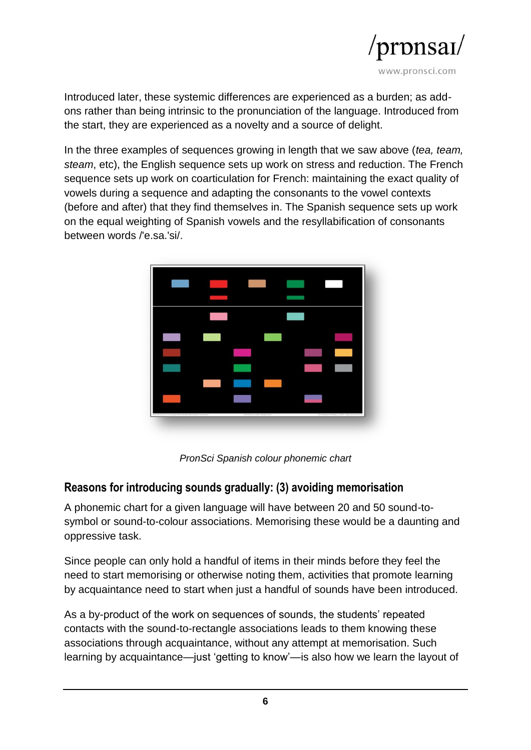Introduced later, these systemic differences are experienced as a burden; as add-ons rather than being intrinsic to the pronunciation of the language. Introduced from the start, they are experienced as a novelty and a source of delight.

In the three examples of sequences growing in length that we saw above (*tea, team, steam*, etc), the English sequence sets up work on stress and reduction. The French sequence sets up work on coarticulation for French: maintaining the exact quality of vowels during a sequence and adapting the consonants to the vowel contexts (before and after) that they find themselves in. The Spanish sequence sets up work on the equal weighting of Spanish vowels and the resyllabification of consonants between words /'e.sa.'si/.

*PronSci Spanish colour phonemic chart*

## Reasons for introducing sounds gradually: (3) avoiding memorisation

A phonemic chart for a given language will have between 20 and 50 sound-to-symbol or sound-to-colour associations. Memorising these would be a daunting and oppressive task.

Since people can only hold a handful of items in their minds before they feel the need to start memorising or otherwise noting them, activities that promote learning by acquaintance need to start when just a handful of sounds have been introduced.

As a by-product of the work on sequences of sounds, the students' repeated contacts with the sound-to-rectangle associations leads to them knowing these associations through acquaintance, without any attempt at memorisation. Such learning by acquaintance—just 'getting to know'—is also how we learn the layout of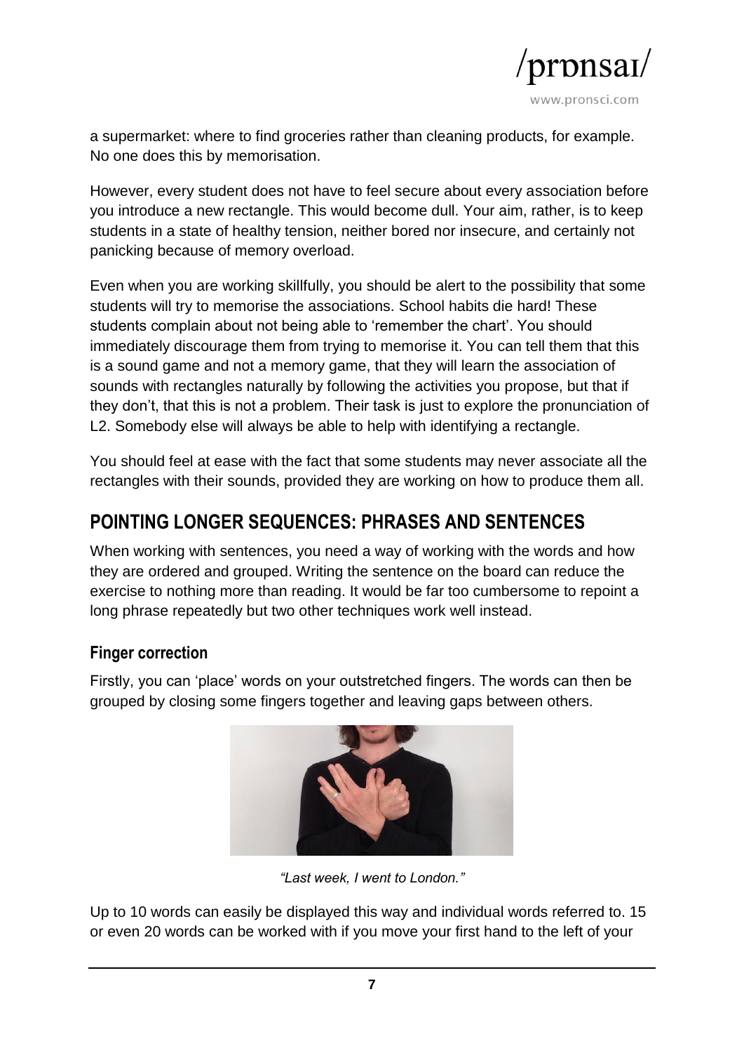a supermarket: where to find groceries rather than cleaning products, for example. No one does this by memorisation.

However, every student does not have to feel secure about every association before you introduce a new rectangle. This would become dull. Your aim, rather, is to keep students in a state of healthy tension, neither bored nor insecure, and certainly not panicking because of memory overload.

Even when you are working skillfully, you should be alert to the possibility that some students will try to memorise the associations. School habits die hard! These students complain about not being able to 'remember the chart'. You should immediately discourage them from trying to memorise it. You can tell them that this is a sound game and not a memory game, that they will learn the association of sounds with rectangles naturally by following the activities you propose, but that if they don't, that this is not a problem. Their task is just to explore the pronunciation of L2. Somebody else will always be able to help with identifying a rectangle.

You should feel at ease with the fact that some students may never associate all the rectangles with their sounds, provided they are working on how to produce them all.

## POINTING LONGER SEQUENCES: PHRASES AND SENTENCES

When working with sentences, you need a way of working with the words and how they are ordered and grouped. Writing the sentence on the board can reduce the exercise to nothing more than reading. It would be far too cumbersome to repoint a long phrase repeatedly but two other techniques work well instead.

### Finger correction

Firstly, you can 'place' words on your outstretched fingers. The words can then be grouped by closing some fingers together and leaving gaps between others.

*"Last week, I went to London."*

Up to 10 words can easily be displayed this way and individual words referred to. 15 or even 20 words can be worked with if you move your first hand to the left of your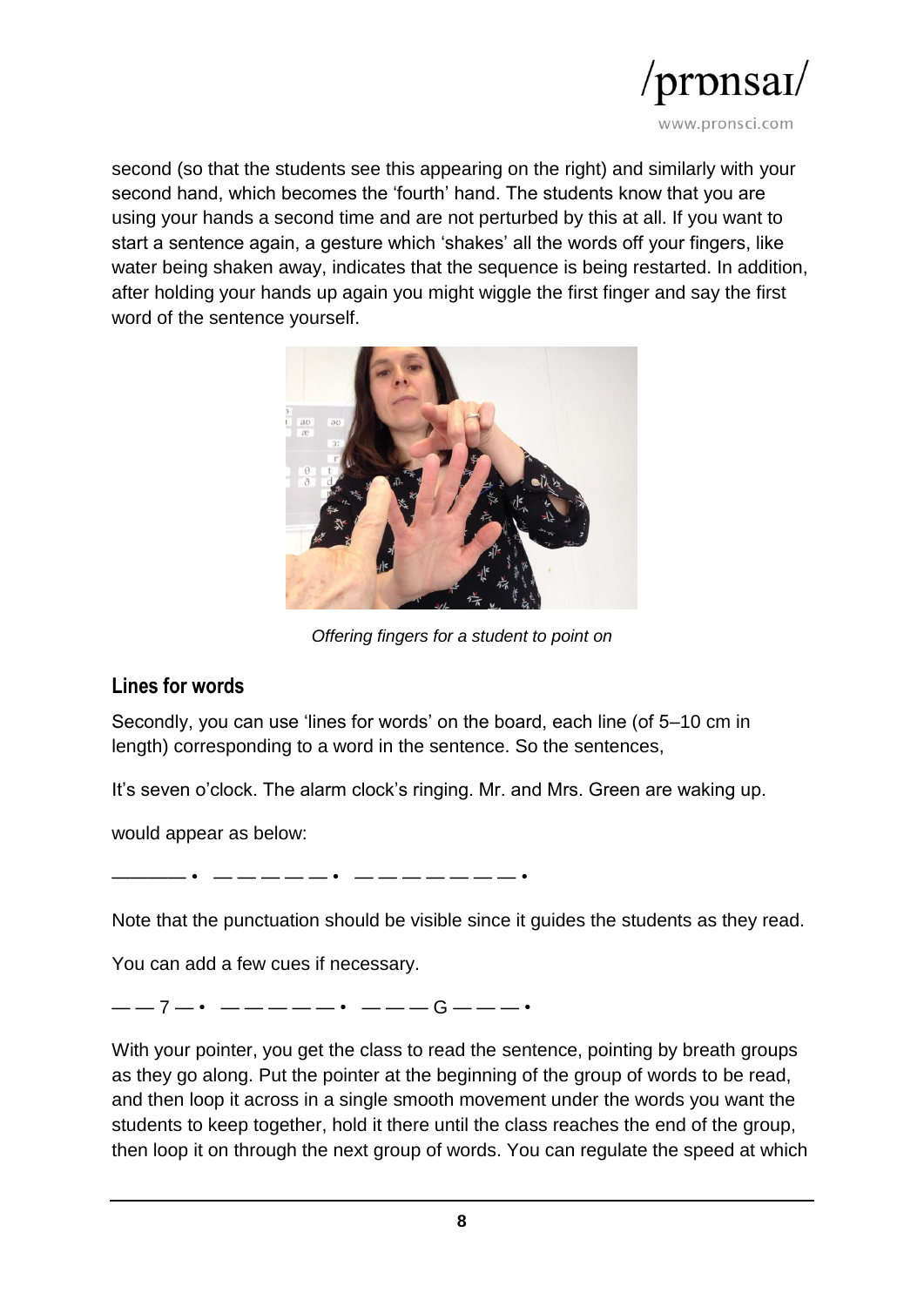second (so that the students see this appearing on the right) and similarly with your second hand, which becomes the 'fourth' hand. The students know that you are using your hands a second time and are not perturbed by this at all. If you want to start a sentence again, a gesture which 'shakes' all the words off your fingers, like water being shaken away, indicates that the sequence is being restarted. In addition, after holding your hands up again you might wiggle the first finger and say the first word of the sentence yourself.

*Offering fingers for a student to point on*

## Lines for words

Secondly, you can use 'lines for words' on the board, each line (of 5–10 cm in length) corresponding to a word in the sentence. So the sentences,

It's seven o'clock. The alarm clock's ringing. Mr. and Mrs. Green are waking up.

would appear as below:

——— •  — — — — — •  — — — — — — — •

Note that the punctuation should be visible since it guides the students as they read.

You can add a few cues if necessary.

— — 7 — •  — — — — — •  — — — G — — — •

With your pointer, you get the class to read the sentence, pointing by breath groups as they go along. Put the pointer at the beginning of the group of words to be read, and then loop it across in a single smooth movement under the words you want the students to keep together, hold it there until the class reaches the end of the group, then loop it on through the next group of words. You can regulate the speed at which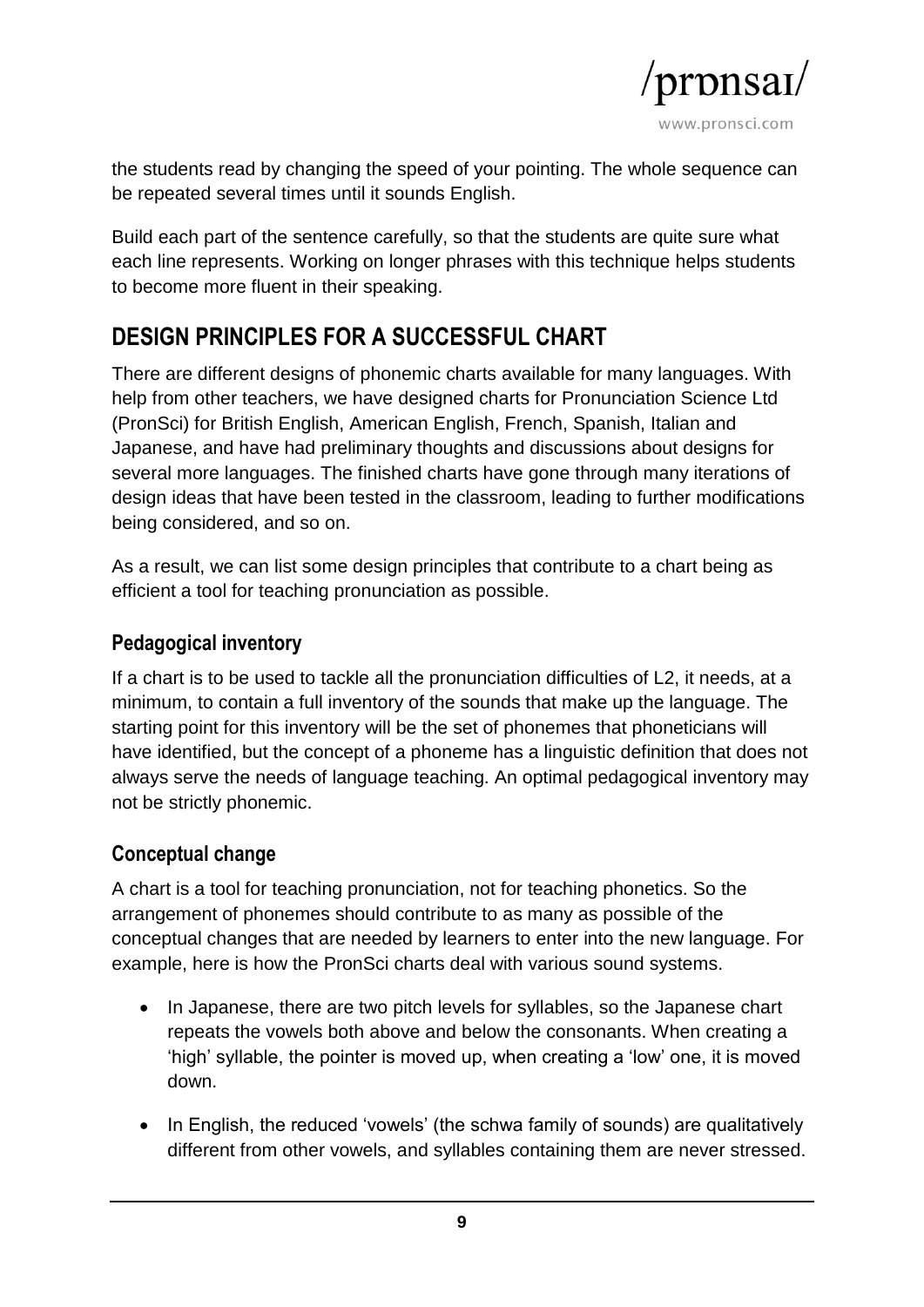the students read by changing the speed of your pointing. The whole sequence can be repeated several times until it sounds English.

Build each part of the sentence carefully, so that the students are quite sure what each line represents. Working on longer phrases with this technique helps students to become more fluent in their speaking.

## DESIGN PRINCIPLES FOR A SUCCESSFUL CHART

There are different designs of phonemic charts available for many languages. With help from other teachers, we have designed charts for Pronunciation Science Ltd (PronSci) for British English, American English, French, Spanish, Italian and Japanese, and have had preliminary thoughts and discussions about designs for several more languages. The finished charts have gone through many iterations of design ideas that have been tested in the classroom, leading to further modifications being considered, and so on.

As a result, we can list some design principles that contribute to a chart being as efficient a tool for teaching pronunciation as possible.

### Pedagogical inventory

If a chart is to be used to tackle all the pronunciation difficulties of L2, it needs, at a minimum, to contain a full inventory of the sounds that make up the language. The starting point for this inventory will be the set of phonemes that phoneticians will have identified, but the concept of a phoneme has a linguistic definition that does not always serve the needs of language teaching. An optimal pedagogical inventory may not be strictly phonemic.

### Conceptual change

A chart is a tool for teaching pronunciation, not for teaching phonetics. So the arrangement of phonemes should contribute to as many as possible of the conceptual changes that are needed by learners to enter into the new language. For example, here is how the PronSci charts deal with various sound systems.

- In Japanese, there are two pitch levels for syllables, so the Japanese chart repeats the vowels both above and below the consonants. When creating a 'high' syllable, the pointer is moved up, when creating a 'low' one, it is moved down.
- In English, the reduced 'vowels' (the schwa family of sounds) are qualitatively different from other vowels, and syllables containing them are never stressed.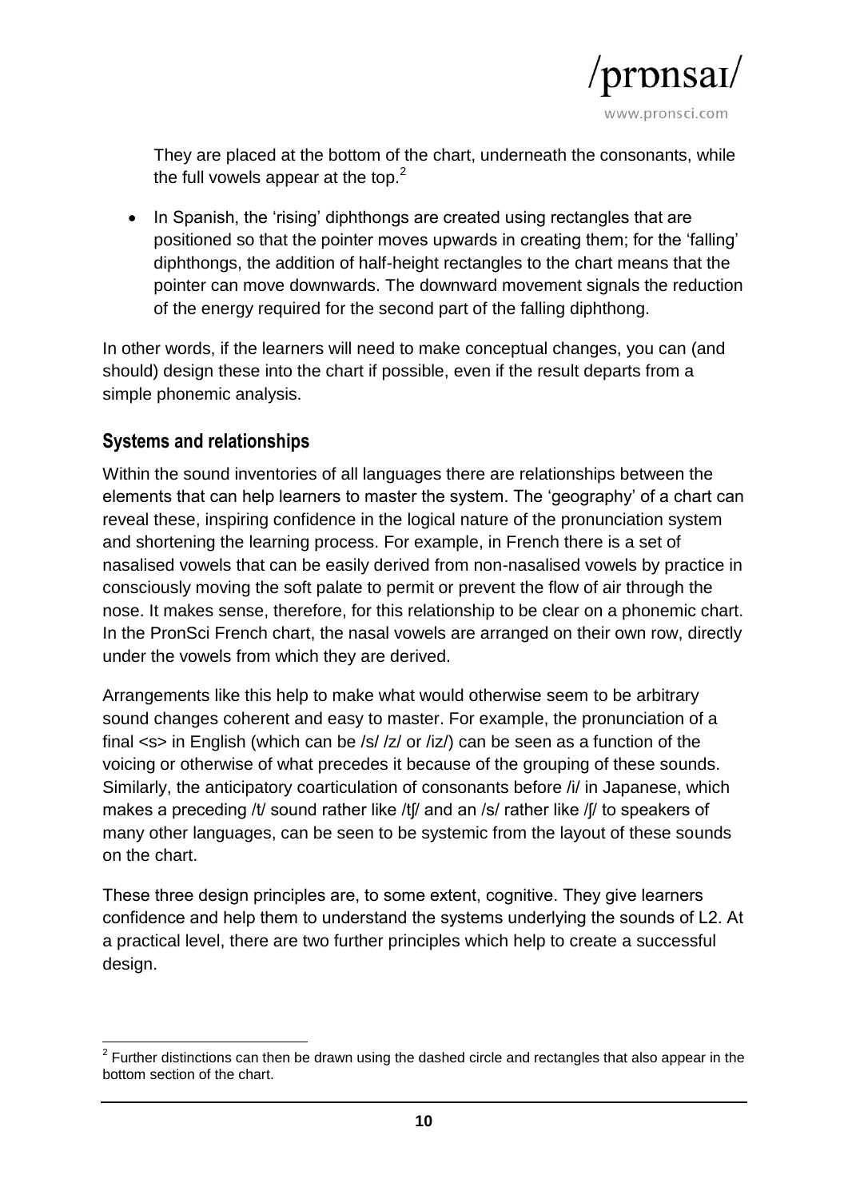They are placed at the bottom of the chart, underneath the consonants, while the full vowels appear at the top.[2]

- In Spanish, the 'rising' diphthongs are created using rectangles that are positioned so that the pointer moves upwards in creating them; for the 'falling' diphthongs, the addition of half-height rectangles to the chart means that the pointer can move downwards. The downward movement signals the reduction of the energy required for the second part of the falling diphthong.

In other words, if the learners will need to make conceptual changes, you can (and should) design these into the chart if possible, even if the result departs from a simple phonemic analysis.

## Systems and relationships

Within the sound inventories of all languages there are relationships between the elements that can help learners to master the system. The 'geography' of a chart can reveal these, inspiring confidence in the logical nature of the pronunciation system and shortening the learning process. For example, in French there is a set of nasalised vowels that can be easily derived from non-nasalised vowels by practice in consciously moving the soft palate to permit or prevent the flow of air through the nose. It makes sense, therefore, for this relationship to be clear on a phonemic chart. In the PronSci French chart, the nasal vowels are arranged on their own row, directly under the vowels from which they are derived.

Arrangements like this help to make what would otherwise seem to be arbitrary sound changes coherent and easy to master. For example, the pronunciation of a final <s> in English (which can be /s/ /z/ or /iz/) can be seen as a function of the voicing or otherwise of what precedes it because of the grouping of these sounds. Similarly, the anticipatory coarticulation of consonants before /i/ in Japanese, which makes a preceding /t/ sound rather like /tʃ/ and an /s/ rather like /ʃ/ to speakers of many other languages, can be seen to be systemic from the layout of these sounds on the chart.

These three design principles are, to some extent, cognitive. They give learners confidence and help them to understand the systems underlying the sounds of L2. At a practical level, there are two further principles which help to create a successful design.

---

[2] Further distinctions can then be drawn using the dashed circle and rectangles that also appear in the bottom section of the chart.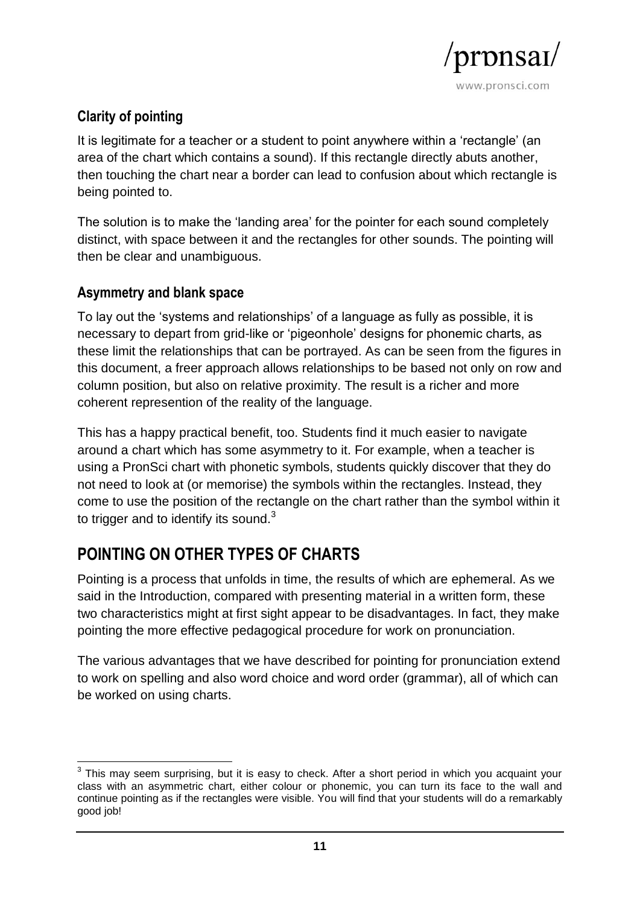### Clarity of pointing

It is legitimate for a teacher or a student to point anywhere within a 'rectangle' (an area of the chart which contains a sound). If this rectangle directly abuts another, then touching the chart near a border can lead to confusion about which rectangle is being pointed to.

The solution is to make the 'landing area' for the pointer for each sound completely distinct, with space between it and the rectangles for other sounds. The pointing will then be clear and unambiguous.

### Asymmetry and blank space

To lay out the 'systems and relationships' of a language as fully as possible, it is necessary to depart from grid-like or 'pigeonhole' designs for phonemic charts, as these limit the relationships that can be portrayed. As can be seen from the figures in this document, a freer approach allows relationships to be based not only on row and column position, but also on relative proximity. The result is a richer and more coherent represention of the reality of the language.

This has a happy practical benefit, too. Students find it much easier to navigate around a chart which has some asymmetry to it. For example, when a teacher is using a PronSci chart with phonetic symbols, students quickly discover that they do not need to look at (or memorise) the symbols within the rectangles. Instead, they come to use the position of the rectangle on the chart rather than the symbol within it to trigger and to identify its sound.[3]

## POINTING ON OTHER TYPES OF CHARTS

Pointing is a process that unfolds in time, the results of which are ephemeral. As we said in the Introduction, compared with presenting material in a written form, these two characteristics might at first sight appear to be disadvantages. In fact, they make pointing the more effective pedagogical procedure for work on pronunciation.

The various advantages that we have described for pointing for pronunciation extend to work on spelling and also word choice and word order (grammar), all of which can be worked on using charts.

---

[3] This may seem surprising, but it is easy to check. After a short period in which you acquaint your class with an asymmetric chart, either colour or phonemic, you can turn its face to the wall and continue pointing as if the rectangles were visible. You will find that your students will do a remarkably good job!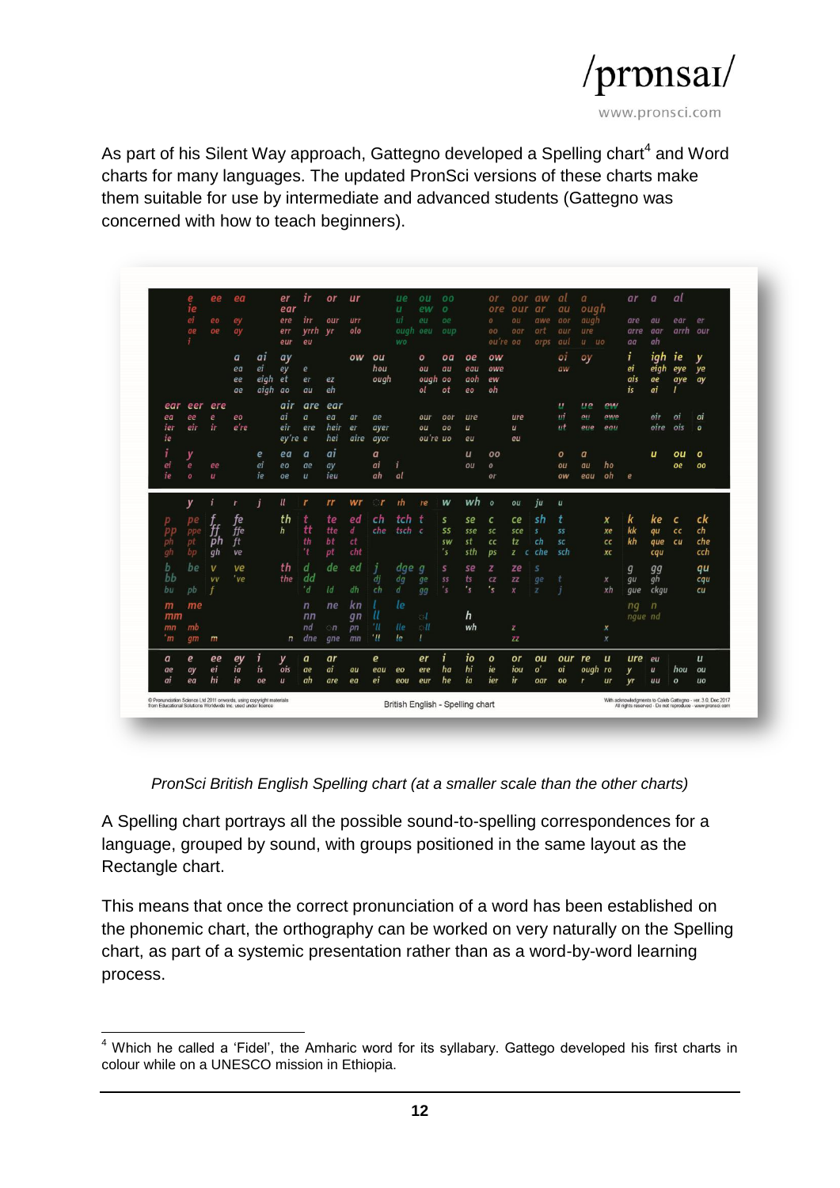As part of his Silent Way approach, Gattegno developed a Spelling chart[4] and Word charts for many languages. The updated PronSci versions of these charts make them suitable for use by intermediate and advanced students (Gattegno was concerned with how to teach beginners).

*PronSci British English Spelling chart (at a smaller scale than the other charts)*

A Spelling chart portrays all the possible sound-to-spelling correspondences for a language, grouped by sound, with groups positioned in the same layout as the Rectangle chart.

This means that once the correct pronunciation of a word has been established on the phonemic chart, the orthography can be worked on very naturally on the Spelling chart, as part of a systemic presentation rather than as a word-by-word learning process.

---

[4] Which he called a 'Fidel', the Amharic word for its syllabary. Gattego developed his first charts in colour while on a UNESCO mission in Ethiopia.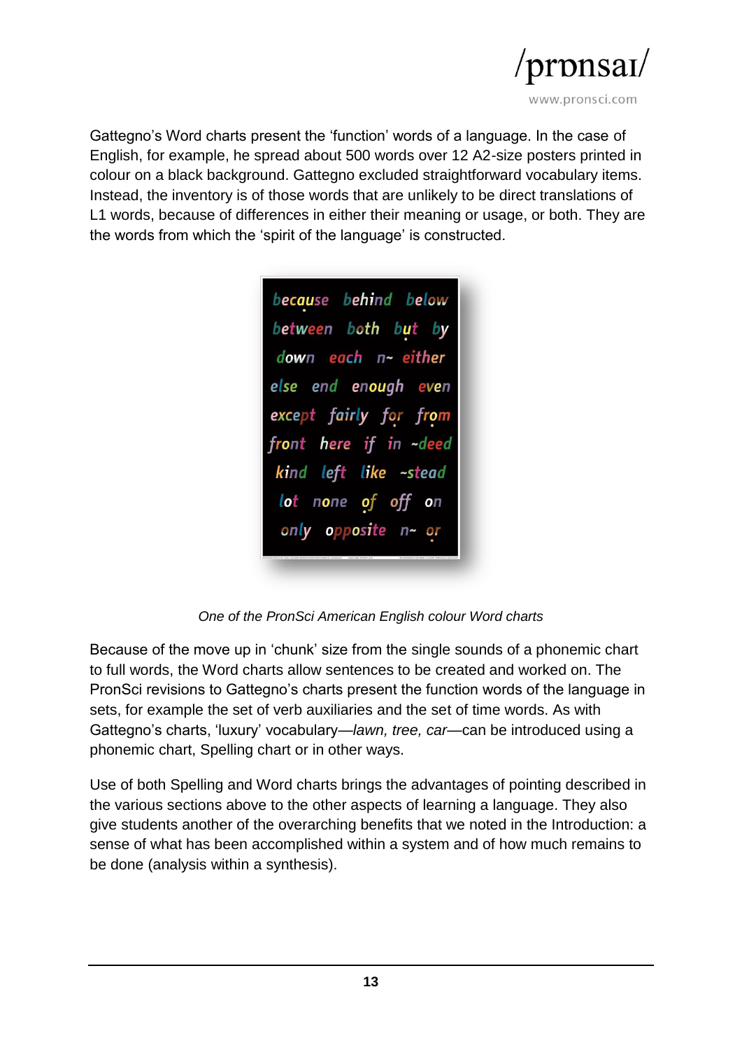Gattegno's Word charts present the 'function' words of a language. In the case of English, for example, he spread about 500 words over 12 A2-size posters printed in colour on a black background. Gattegno excluded straightforward vocabulary items. Instead, the inventory is of those words that are unlikely to be direct translations of L1 words, because of differences in either their meaning or usage, or both. They are the words from which the 'spirit of the language' is constructed.

because behind below
between both but by
down each n~ either
else end enough even
except fairly for from
front here if in ~deed
kind left like ~stead
lot none of off on
only opposite n~ or

*One of the PronSci American English colour Word charts*

Because of the move up in 'chunk' size from the single sounds of a phonemic chart to full words, the Word charts allow sentences to be created and worked on. The PronSci revisions to Gattegno's charts present the function words of the language in sets, for example the set of verb auxiliaries and the set of time words. As with Gattegno's charts, 'luxury' vocabulary—*lawn, tree, car*—can be introduced using a phonemic chart, Spelling chart or in other ways.

Use of both Spelling and Word charts brings the advantages of pointing described in the various sections above to the other aspects of learning a language. They also give students another of the overarching benefits that we noted in the Introduction: a sense of what has been accomplished within a system and of how much remains to be done (analysis within a synthesis).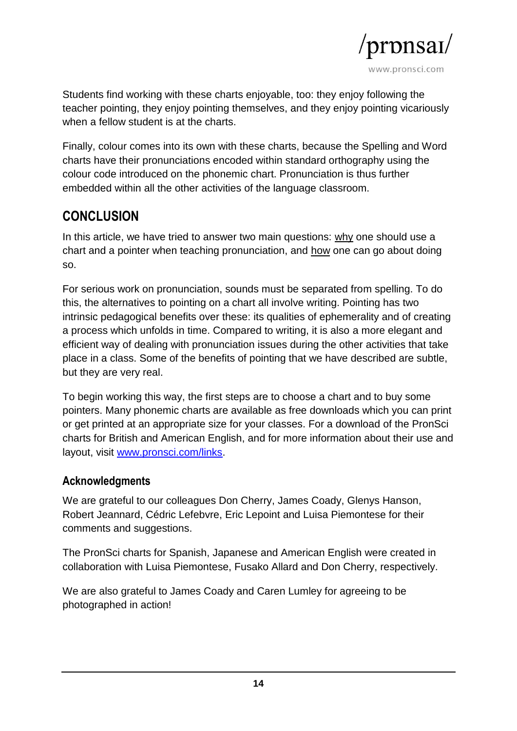Students find working with these charts enjoyable, too: they enjoy following the teacher pointing, they enjoy pointing themselves, and they enjoy pointing vicariously when a fellow student is at the charts.

Finally, colour comes into its own with these charts, because the Spelling and Word charts have their pronunciations encoded within standard orthography using the colour code introduced on the phonemic chart. Pronunciation is thus further embedded within all the other activities of the language classroom.

## CONCLUSION

In this article, we have tried to answer two main questions: why one should use a chart and a pointer when teaching pronunciation, and how one can go about doing so.

For serious work on pronunciation, sounds must be separated from spelling. To do this, the alternatives to pointing on a chart all involve writing. Pointing has two intrinsic pedagogical benefits over these: its qualities of ephemerality and of creating a process which unfolds in time. Compared to writing, it is also a more elegant and efficient way of dealing with pronunciation issues during the other activities that take place in a class. Some of the benefits of pointing that we have described are subtle, but they are very real.

To begin working this way, the first steps are to choose a chart and to buy some pointers. Many phonemic charts are available as free downloads which you can print or get printed at an appropriate size for your classes. For a download of the PronSci charts for British and American English, and for more information about their use and layout, visit www.pronsci.com/links.

### Acknowledgments

We are grateful to our colleagues Don Cherry, James Coady, Glenys Hanson, Robert Jeannard, Cédric Lefebvre, Eric Lepoint and Luisa Piemontese for their comments and suggestions.

The PronSci charts for Spanish, Japanese and American English were created in collaboration with Luisa Piemontese, Fusako Allard and Don Cherry, respectively.

We are also grateful to James Coady and Caren Lumley for agreeing to be photographed in action!